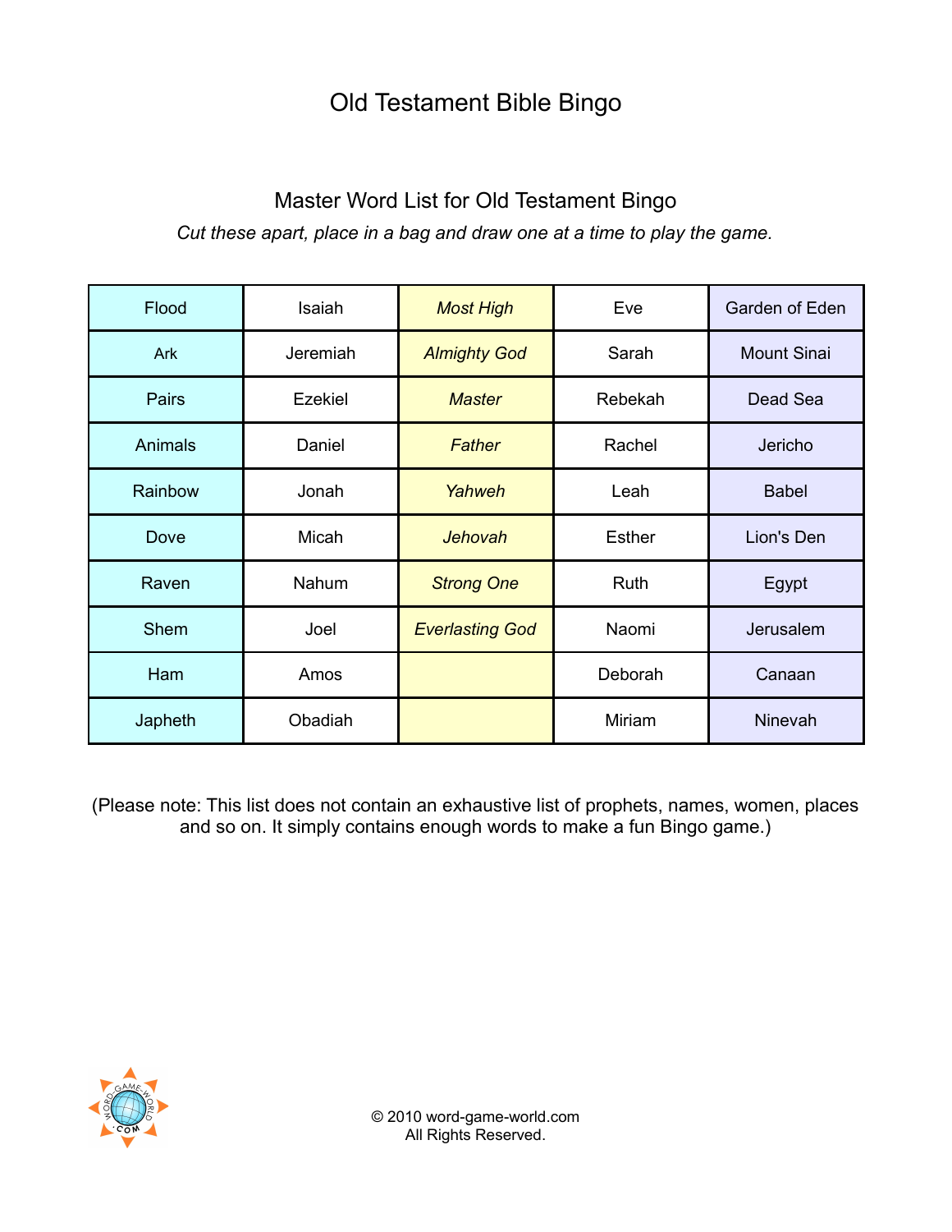# Old Testament Bible Bingo

## Master Word List for Old Testament Bingo

*Cut these apart, place in a bag and draw one at a time to play the game.*

| | | | | |
|---|---|---|---|---|
| Flood | Isaiah | *Most High* | Eve | Garden of Eden |
| Ark | Jeremiah | *Almighty God* | Sarah | Mount Sinai |
| Pairs | Ezekiel | *Master* | Rebekah | Dead Sea |
| Animals | Daniel | *Father* | Rachel | Jericho |
| Rainbow | Jonah | *Yahweh* | Leah | Babel |
| Dove | Micah | *Jehovah* | Esther | Lion's Den |
| Raven | Nahum | *Strong One* | Ruth | Egypt |
| Shem | Joel | *Everlasting God* | Naomi | Jerusalem |
| Ham | Amos | | Deborah | Canaan |
| Japheth | Obadiah | | Miriam | Ninevah |

(Please note: This list does not contain an exhaustive list of prophets, names, women, places and so on. It simply contains enough words to make a fun Bingo game.)

© 2010 word-game-world.com
All Rights Reserved.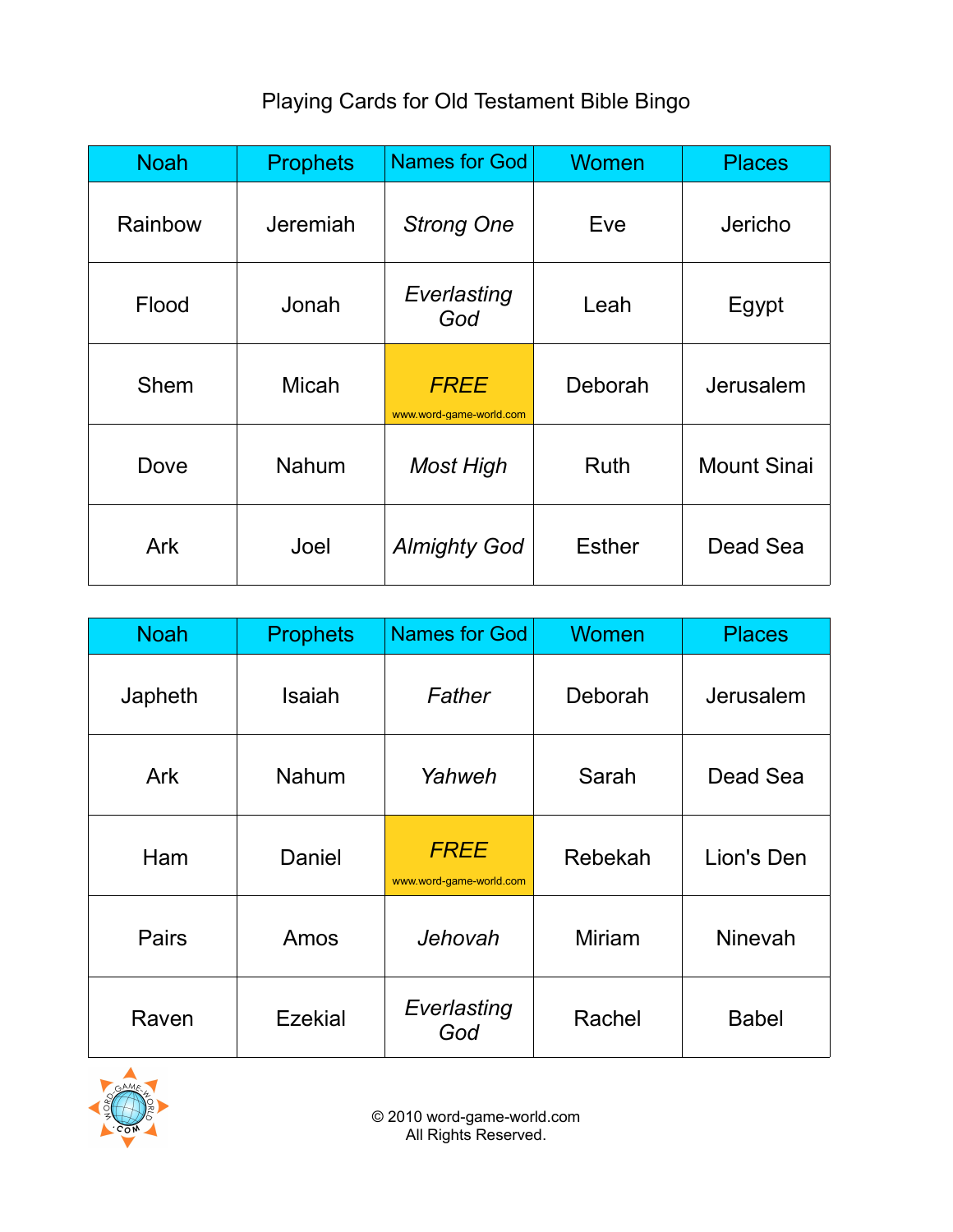Playing Cards for Old Testament Bible Bingo

| Noah | Prophets | Names for God | Women | Places |
|---|---|---|---|---|
| Rainbow | Jeremiah | *Strong One* | Eve | Jericho |
| Flood | Jonah | *Everlasting God* | Leah | Egypt |
| Shem | Micah | *FREE* www.word-game-world.com | Deborah | Jerusalem |
| Dove | Nahum | *Most High* | Ruth | Mount Sinai |
| Ark | Joel | *Almighty God* | Esther | Dead Sea |

| Noah | Prophets | Names for God | Women | Places |
|---|---|---|---|---|
| Japheth | Isaiah | *Father* | Deborah | Jerusalem |
| Ark | Nahum | *Yahweh* | Sarah | Dead Sea |
| Ham | Daniel | *FREE* www.word-game-world.com | Rebekah | Lion's Den |
| Pairs | Amos | *Jehovah* | Miriam | Ninevah |
| Raven | Ezekial | *Everlasting God* | Rachel | Babel |

© 2010 word-game-world.com
All Rights Reserved.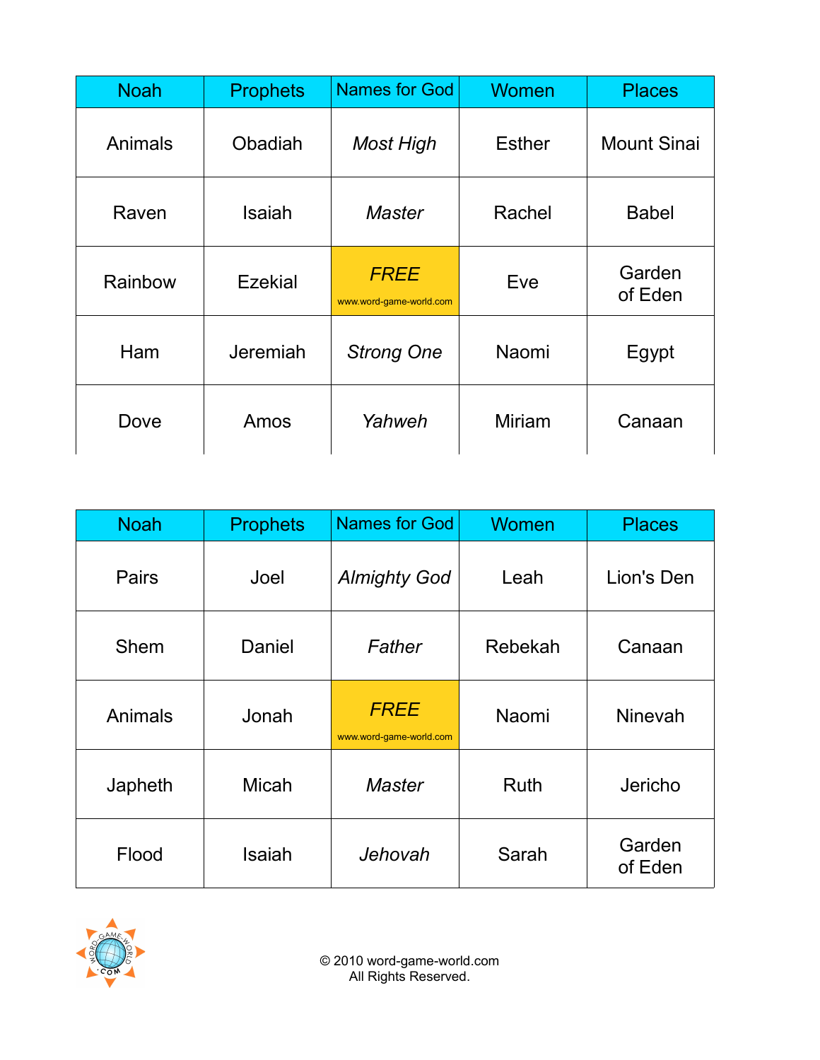| Noah | Prophets | Names for God | Women | Places |
|---|---|---|---|---|
| Animals | Obadiah | *Most High* | Esther | Mount Sinai |
| Raven | Isaiah | *Master* | Rachel | Babel |
| Rainbow | Ezekial | *FREE* www.word-game-world.com | Eve | Garden of Eden |
| Ham | Jeremiah | *Strong One* | Naomi | Egypt |
| Dove | Amos | *Yahweh* | Miriam | Canaan |

| Noah | Prophets | Names for God | Women | Places |
|---|---|---|---|---|
| Pairs | Joel | *Almighty God* | Leah | Lion's Den |
| Shem | Daniel | *Father* | Rebekah | Canaan |
| Animals | Jonah | *FREE* www.word-game-world.com | Naomi | Ninevah |
| Japheth | Micah | *Master* | Ruth | Jericho |
| Flood | Isaiah | *Jehovah* | Sarah | Garden of Eden |

© 2010 word-game-world.com
All Rights Reserved.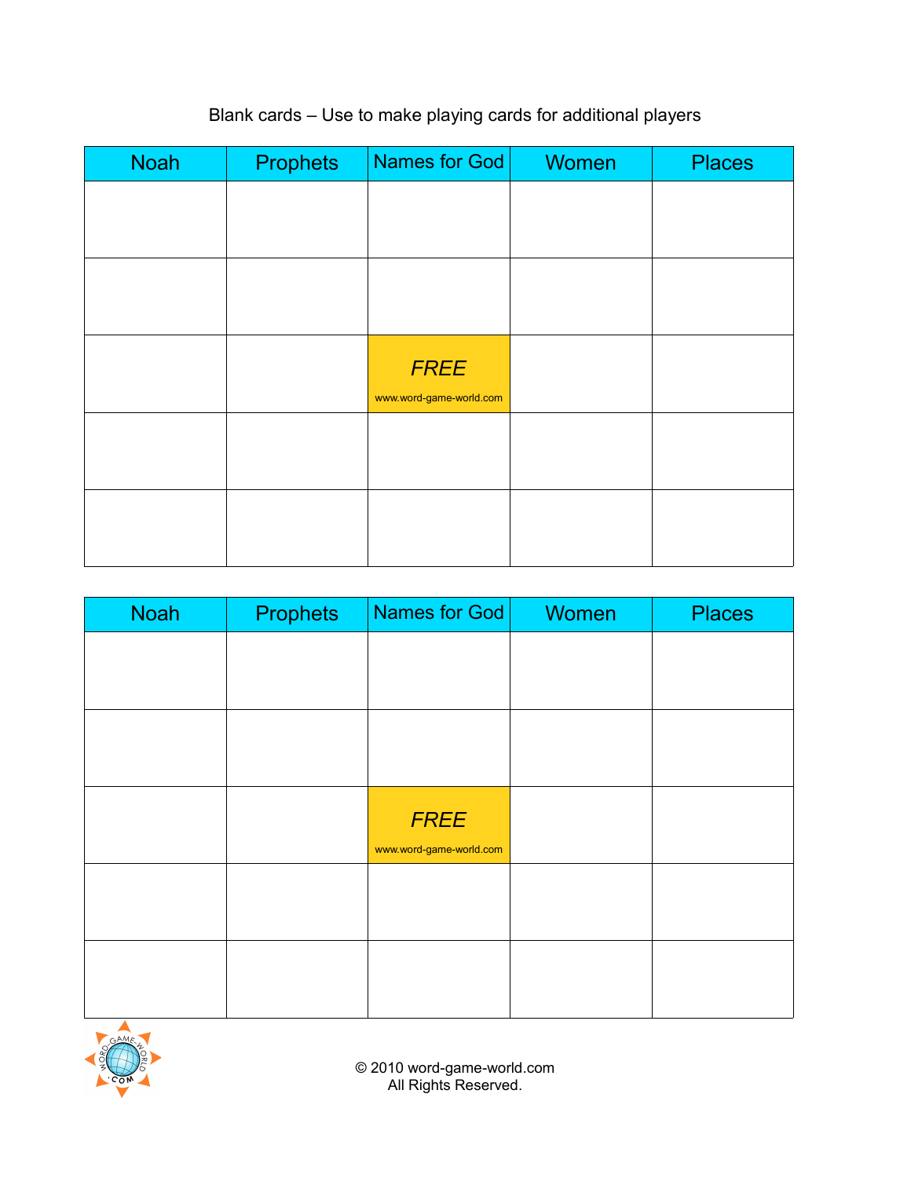Blank cards – Use to make playing cards for additional players

| Noah | Prophets | Names for God | Women | Places |
| --- | --- | --- | --- | --- |
| | | | | |
| | | | | |
| | | *FREE* www.word-game-world.com | | |
| | | | | |
| | | | | |

| Noah | Prophets | Names for God | Women | Places |
| --- | --- | --- | --- | --- |
| | | | | |
| | | | | |
| | | *FREE* www.word-game-world.com | | |
| | | | | |
| | | | | |

© 2010 word-game-world.com
All Rights Reserved.